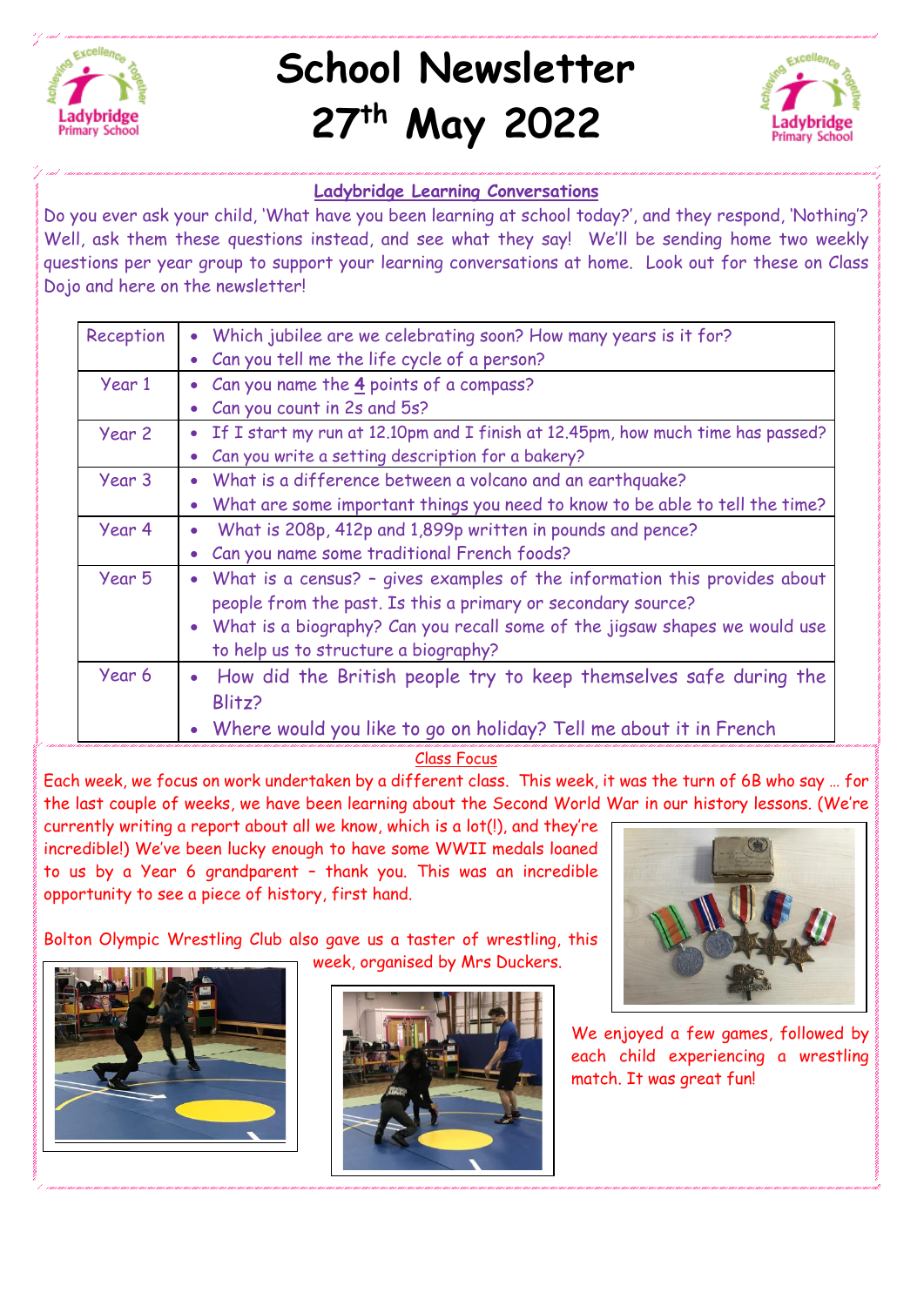# School Newsletter 27th May 2022

## Ladybridge Learning Conversations

Do you ever ask your child, 'What have you been learning at school today?', and they respond, 'Nothing'? Well, ask them these questions instead, and see what they say! We'll be sending home two weekly questions per year group to support your learning conversations at home. Look out for these on Class Dojo and here on the newsletter!

| Year Group | Questions |
|---|---|
| Reception | • Which jubilee are we celebrating soon? How many years is it for?<br>• Can you tell me the life cycle of a person? |
| Year 1 | • Can you name the **4** points of a compass?<br>• Can you count in 2s and 5s? |
| Year 2 | • If I start my run at 12.10pm and I finish at 12.45pm, how much time has passed?<br>• Can you write a setting description for a bakery? |
| Year 3 | • What is a difference between a volcano and an earthquake?<br>• What are some important things you need to know to be able to tell the time? |
| Year 4 | • What is 208p, 412p and 1,899p written in pounds and pence?<br>• Can you name some traditional French foods? |
| Year 5 | • What is a census? – gives examples of the information this provides about people from the past. Is this a primary or secondary source?<br>• What is a biography? Can you recall some of the jigsaw shapes we would use to help us to structure a biography? |
| Year 6 | • How did the British people try to keep themselves safe during the Blitz?<br>• Where would you like to go on holiday? Tell me about it in French |

## Class Focus

Each week, we focus on work undertaken by a different class. This week, it was the turn of 6B who say … for the last couple of weeks, we have been learning about the Second World War in our history lessons. (We're currently writing a report about all we know, which is a lot(!), and they're incredible!) We've been lucky enough to have some WWII medals loaned to us by a Year 6 grandparent – thank you. This was an incredible opportunity to see a piece of history, first hand.

Bolton Olympic Wrestling Club also gave us a taster of wrestling, this week, organised by Mrs Duckers.

We enjoyed a few games, followed by each child experiencing a wrestling match. It was great fun!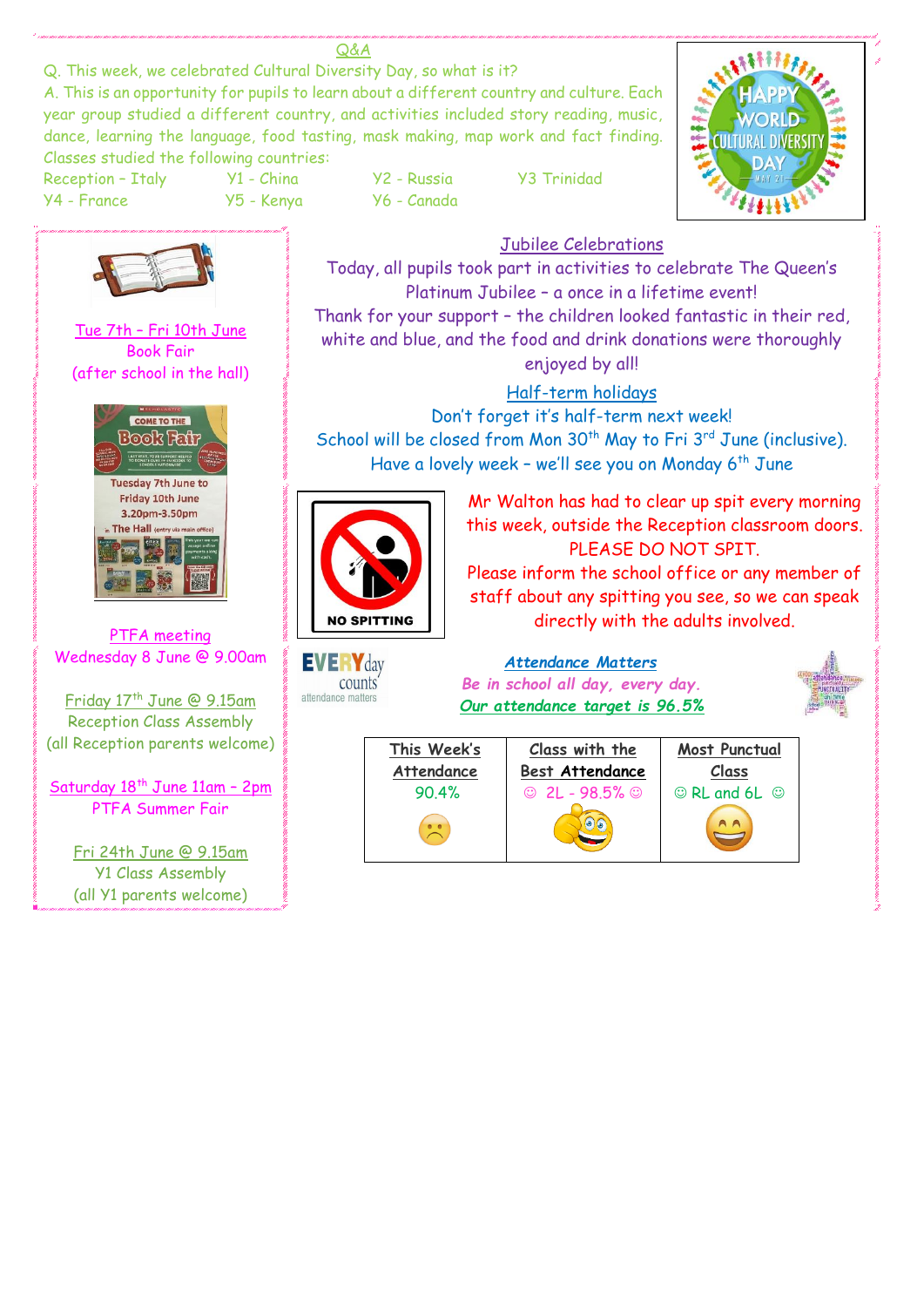## Q&A

Q. This week, we celebrated Cultural Diversity Day, so what is it?

A. This is an opportunity for pupils to learn about a different country and culture. Each year group studied a different country, and activities included story reading, music, dance, learning the language, food tasting, mask making, map work and fact finding. Classes studied the following countries:

| | | | |
|---|---|---|---|
| Reception – Italy | Y1 - China | Y2 - Russia | Y3 Trinidad |
| Y4 - France | Y5 - Kenya | Y6 - Canada | |

HAPPY WORLD CULTURAL DIVERSITY DAY MAY 21

Tue 7th – Fri 10th June
Book Fair
(after school in the hall)

COME TO THE Book Fair
Tuesday 7th June to Friday 10th June
3.20pm-3.50pm
in The Hall (entry via main office)

PTFA meeting
Wednesday 8 June @ 9.00am

Friday 17th June @ 9.15am
Reception Class Assembly
(all Reception parents welcome)

Saturday 18th June 11am – 2pm
PTFA Summer Fair

Fri 24th June @ 9.15am
Y1 Class Assembly
(all Y1 parents welcome)

## Jubilee Celebrations

Today, all pupils took part in activities to celebrate The Queen's Platinum Jubilee – a once in a lifetime event!

Thank for your support – the children looked fantastic in their red, white and blue, and the food and drink donations were thoroughly enjoyed by all!

## Half-term holidays

Don't forget it's half-term next week!

School will be closed from Mon 30th May to Fri 3rd June (inclusive).

Have a lovely week – we'll see you on Monday 6th June

NO SPITTING

Mr Walton has had to clear up spit every morning this week, outside the Reception classroom doors.

PLEASE DO NOT SPIT.

Please inform the school office or any member of staff about any spitting you see, so we can speak directly with the adults involved.

EVERYday counts
attendance matters

## *Attendance Matters*

*Be in school all day, every day.*

***Our attendance target is 96.5%***

| This Week's Attendance | Class with the Best Attendance | Most Punctual Class |
|---|---|---|
| 90.4% ☹ | ☺ 2L - 98.5% ☺ | ☺ RL and 6L ☺ |